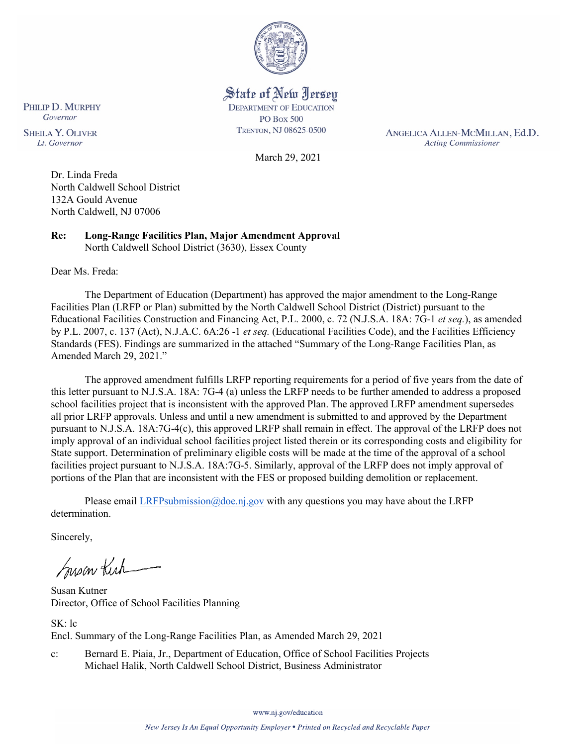State of New Jersey
DEPARTMENT OF EDUCATION
PO BOX 500
TRENTON, NJ 08625-0500

PHILIP D. MURPHY
*Governor*

SHEILA Y. OLIVER
*Lt. Governor*

ANGELICA ALLEN-MCMILLAN, Ed.D.
*Acting Commissioner*

March 29, 2021

Dr. Linda Freda
North Caldwell School District
132A Gould Avenue
North Caldwell, NJ 07006

**Re: Long-Range Facilities Plan, Major Amendment Approval**
North Caldwell School District (3630), Essex County

Dear Ms. Freda:

The Department of Education (Department) has approved the major amendment to the Long-Range Facilities Plan (LRFP or Plan) submitted by the North Caldwell School District (District) pursuant to the Educational Facilities Construction and Financing Act, P.L. 2000, c. 72 (N.J.S.A. 18A: 7G-1 *et seq.*), as amended by P.L. 2007, c. 137 (Act), N.J.A.C. 6A:26 -1 *et seq.* (Educational Facilities Code), and the Facilities Efficiency Standards (FES). Findings are summarized in the attached "Summary of the Long-Range Facilities Plan, as Amended March 29, 2021."

The approved amendment fulfills LRFP reporting requirements for a period of five years from the date of this letter pursuant to N.J.S.A. 18A: 7G-4 (a) unless the LRFP needs to be further amended to address a proposed school facilities project that is inconsistent with the approved Plan. The approved LRFP amendment supersedes all prior LRFP approvals. Unless and until a new amendment is submitted to and approved by the Department pursuant to N.J.S.A. 18A:7G-4(c), this approved LRFP shall remain in effect. The approval of the LRFP does not imply approval of an individual school facilities project listed therein or its corresponding costs and eligibility for State support. Determination of preliminary eligible costs will be made at the time of the approval of a school facilities project pursuant to N.J.S.A. 18A:7G-5. Similarly, approval of the LRFP does not imply approval of portions of the Plan that are inconsistent with the FES or proposed building demolition or replacement.

Please email LRFPsubmission@doe.nj.gov with any questions you may have about the LRFP determination.

Sincerely,

Susan Kutner
Director, Office of School Facilities Planning

SK: lc
Encl. Summary of the Long-Range Facilities Plan, as Amended March 29, 2021

c: Bernard E. Piaia, Jr., Department of Education, Office of School Facilities Projects
Michael Halik, North Caldwell School District, Business Administrator

www.nj.gov/education

*New Jersey Is An Equal Opportunity Employer • Printed on Recycled and Recyclable Paper*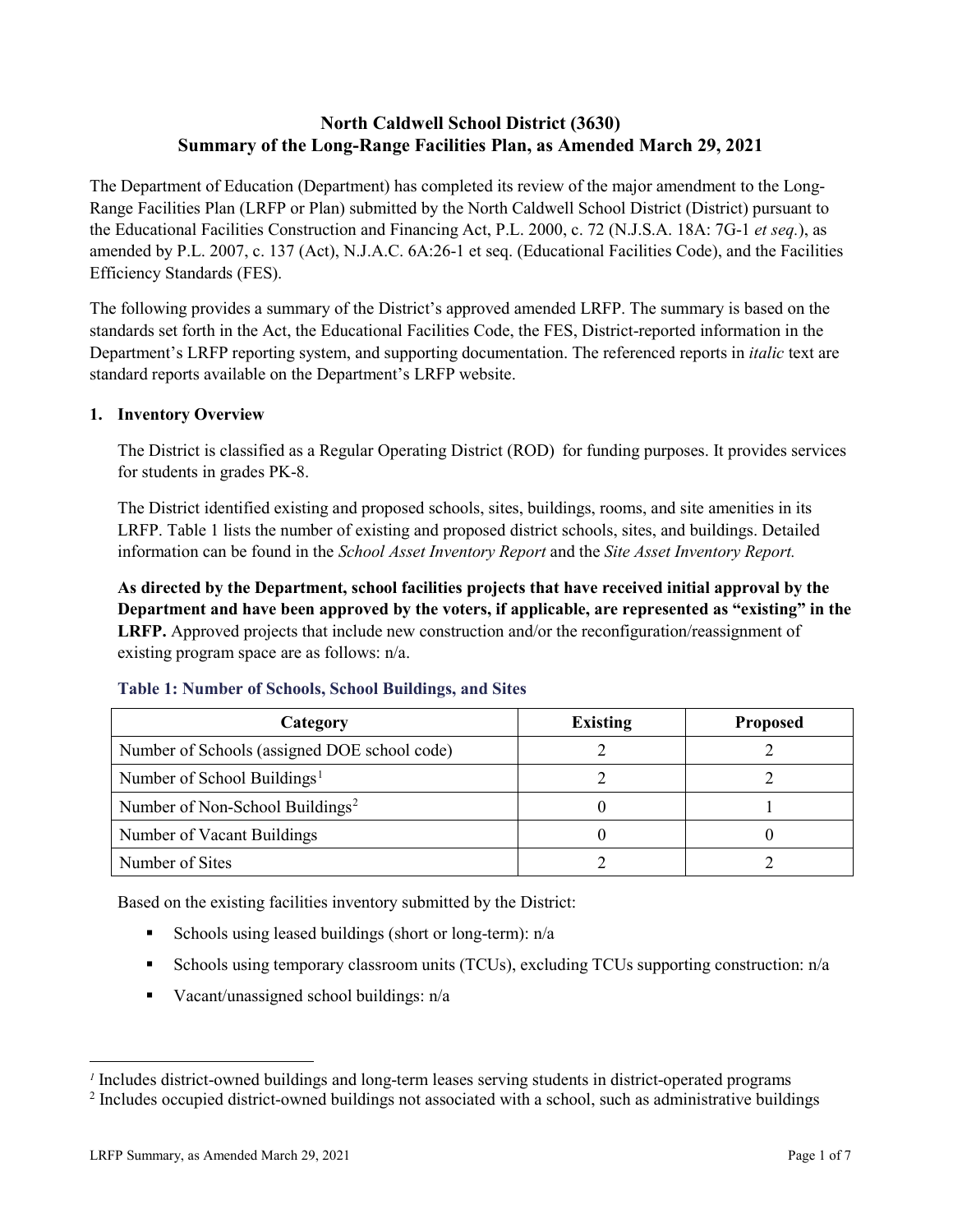# North Caldwell School District (3630)
## Summary of the Long-Range Facilities Plan, as Amended March 29, 2021

The Department of Education (Department) has completed its review of the major amendment to the Long-Range Facilities Plan (LRFP or Plan) submitted by the North Caldwell School District (District) pursuant to the Educational Facilities Construction and Financing Act, P.L. 2000, c. 72 (N.J.S.A. 18A: 7G-1 *et seq.*), as amended by P.L. 2007, c. 137 (Act), N.J.A.C. 6A:26-1 et seq. (Educational Facilities Code), and the Facilities Efficiency Standards (FES).

The following provides a summary of the District's approved amended LRFP. The summary is based on the standards set forth in the Act, the Educational Facilities Code, the FES, District-reported information in the Department's LRFP reporting system, and supporting documentation. The referenced reports in *italic* text are standard reports available on the Department's LRFP website.

### 1. Inventory Overview

The District is classified as a Regular Operating District (ROD) for funding purposes. It provides services for students in grades PK-8.

The District identified existing and proposed schools, sites, buildings, rooms, and site amenities in its LRFP. Table 1 lists the number of existing and proposed district schools, sites, and buildings. Detailed information can be found in the *School Asset Inventory Report* and the *Site Asset Inventory Report.*

**As directed by the Department, school facilities projects that have received initial approval by the Department and have been approved by the voters, if applicable, are represented as "existing" in the LRFP.** Approved projects that include new construction and/or the reconfiguration/reassignment of existing program space are as follows: n/a.

**Table 1: Number of Schools, School Buildings, and Sites**

| Category | Existing | Proposed |
|---|---|---|
| Number of Schools (assigned DOE school code) | 2 | 2 |
| Number of School Buildings[1] | 2 | 2 |
| Number of Non-School Buildings[2] | 0 | 1 |
| Number of Vacant Buildings | 0 | 0 |
| Number of Sites | 2 | 2 |

Based on the existing facilities inventory submitted by the District:

- Schools using leased buildings (short or long-term): n/a
- Schools using temporary classroom units (TCUs), excluding TCUs supporting construction: n/a
- Vacant/unassigned school buildings: n/a

[1] Includes district-owned buildings and long-term leases serving students in district-operated programs

[2] Includes occupied district-owned buildings not associated with a school, such as administrative buildings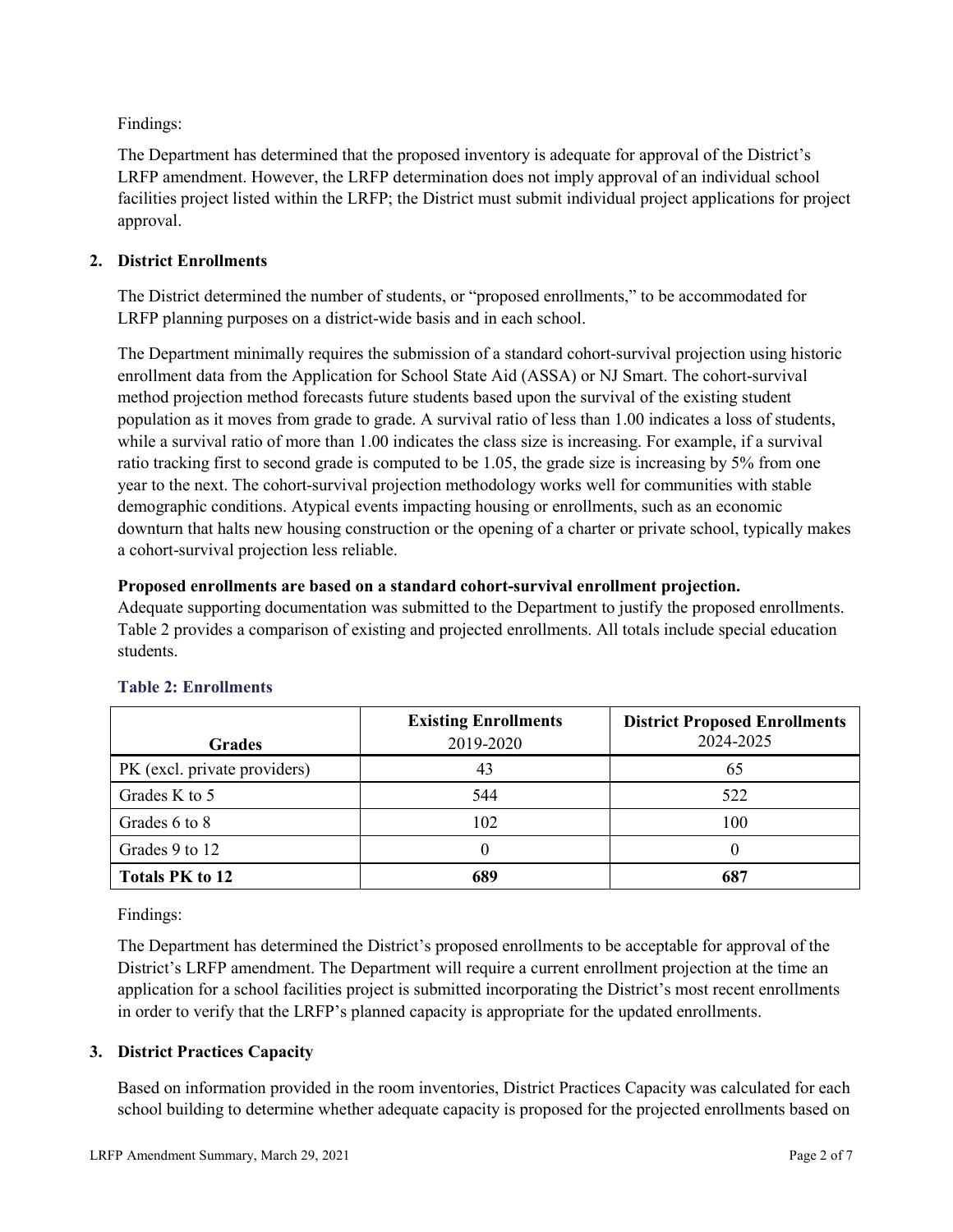Findings:

The Department has determined that the proposed inventory is adequate for approval of the District's LRFP amendment. However, the LRFP determination does not imply approval of an individual school facilities project listed within the LRFP; the District must submit individual project applications for project approval.

## 2. District Enrollments

The District determined the number of students, or "proposed enrollments," to be accommodated for LRFP planning purposes on a district-wide basis and in each school.

The Department minimally requires the submission of a standard cohort-survival projection using historic enrollment data from the Application for School State Aid (ASSA) or NJ Smart. The cohort-survival method projection method forecasts future students based upon the survival of the existing student population as it moves from grade to grade. A survival ratio of less than 1.00 indicates a loss of students, while a survival ratio of more than 1.00 indicates the class size is increasing. For example, if a survival ratio tracking first to second grade is computed to be 1.05, the grade size is increasing by 5% from one year to the next. The cohort-survival projection methodology works well for communities with stable demographic conditions. Atypical events impacting housing or enrollments, such as an economic downturn that halts new housing construction or the opening of a charter or private school, typically makes a cohort-survival projection less reliable.

**Proposed enrollments are based on a standard cohort-survival enrollment projection.**
Adequate supporting documentation was submitted to the Department to justify the proposed enrollments. Table 2 provides a comparison of existing and projected enrollments. All totals include special education students.

### Table 2: Enrollments

| Grades | Existing Enrollments 2019-2020 | District Proposed Enrollments 2024-2025 |
|---|---|---|
| PK (excl. private providers) | 43 | 65 |
| Grades K to 5 | 544 | 522 |
| Grades 6 to 8 | 102 | 100 |
| Grades 9 to 12 | 0 | 0 |
| **Totals PK to 12** | **689** | **687** |

Findings:

The Department has determined the District's proposed enrollments to be acceptable for approval of the District's LRFP amendment. The Department will require a current enrollment projection at the time an application for a school facilities project is submitted incorporating the District's most recent enrollments in order to verify that the LRFP's planned capacity is appropriate for the updated enrollments.

## 3. District Practices Capacity

Based on information provided in the room inventories, District Practices Capacity was calculated for each school building to determine whether adequate capacity is proposed for the projected enrollments based on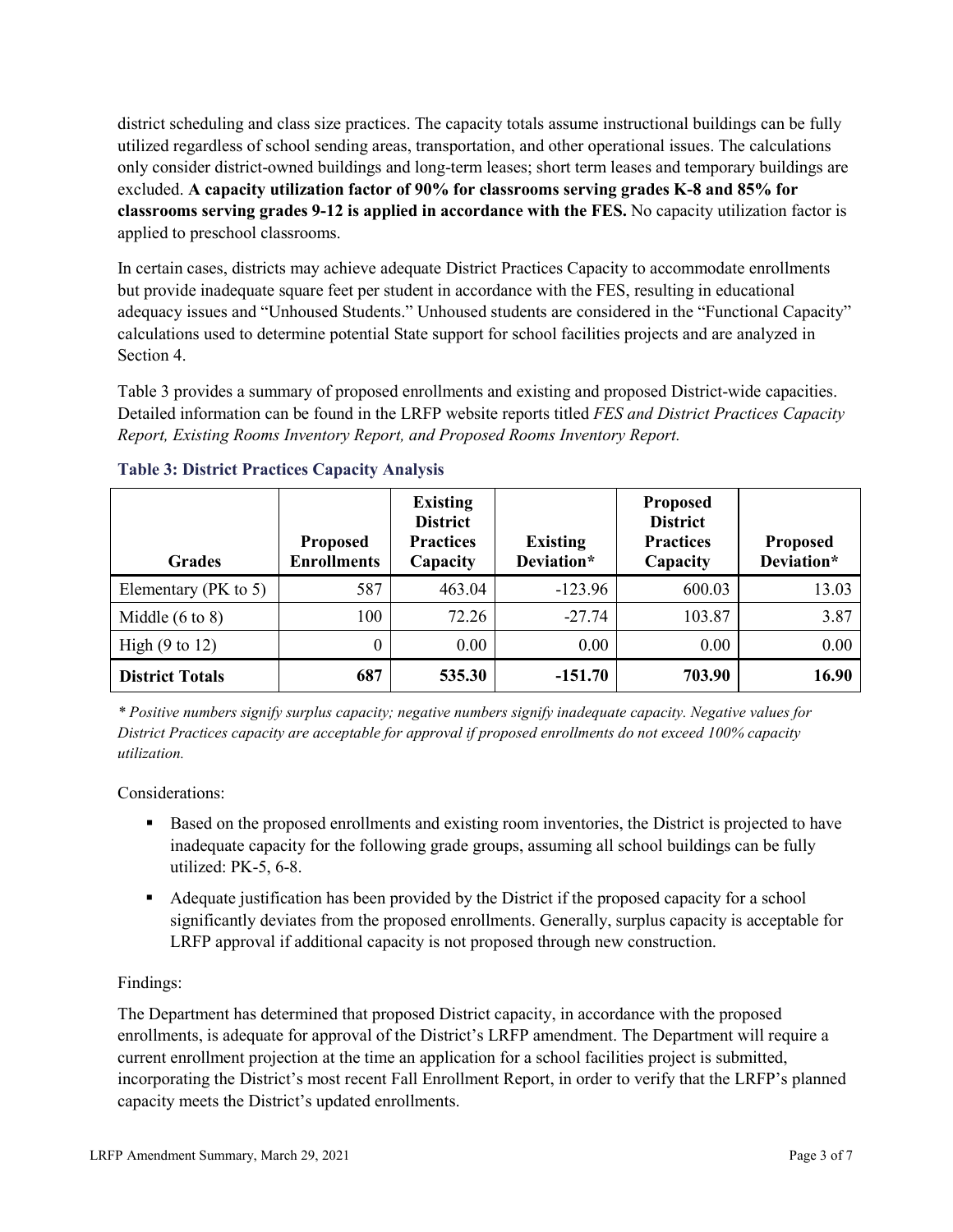district scheduling and class size practices. The capacity totals assume instructional buildings can be fully utilized regardless of school sending areas, transportation, and other operational issues. The calculations only consider district-owned buildings and long-term leases; short term leases and temporary buildings are excluded. **A capacity utilization factor of 90% for classrooms serving grades K-8 and 85% for classrooms serving grades 9-12 is applied in accordance with the FES.** No capacity utilization factor is applied to preschool classrooms.

In certain cases, districts may achieve adequate District Practices Capacity to accommodate enrollments but provide inadequate square feet per student in accordance with the FES, resulting in educational adequacy issues and "Unhoused Students." Unhoused students are considered in the "Functional Capacity" calculations used to determine potential State support for school facilities projects and are analyzed in Section 4.

Table 3 provides a summary of proposed enrollments and existing and proposed District-wide capacities. Detailed information can be found in the LRFP website reports titled *FES and District Practices Capacity Report, Existing Rooms Inventory Report, and Proposed Rooms Inventory Report.*

**Table 3: District Practices Capacity Analysis**

| Grades | Proposed Enrollments | Existing District Practices Capacity | Existing Deviation* | Proposed District Practices Capacity | Proposed Deviation* |
|---|---|---|---|---|---|
| Elementary (PK to 5) | 587 | 463.04 | -123.96 | 600.03 | 13.03 |
| Middle (6 to 8) | 100 | 72.26 | -27.74 | 103.87 | 3.87 |
| High (9 to 12) | 0 | 0.00 | 0.00 | 0.00 | 0.00 |
| **District Totals** | **687** | **535.30** | **-151.70** | **703.90** | **16.90** |

*\* Positive numbers signify surplus capacity; negative numbers signify inadequate capacity. Negative values for District Practices capacity are acceptable for approval if proposed enrollments do not exceed 100% capacity utilization.*

Considerations:

- Based on the proposed enrollments and existing room inventories, the District is projected to have inadequate capacity for the following grade groups, assuming all school buildings can be fully utilized: PK-5, 6-8.
- Adequate justification has been provided by the District if the proposed capacity for a school significantly deviates from the proposed enrollments. Generally, surplus capacity is acceptable for LRFP approval if additional capacity is not proposed through new construction.

Findings:

The Department has determined that proposed District capacity, in accordance with the proposed enrollments, is adequate for approval of the District's LRFP amendment. The Department will require a current enrollment projection at the time an application for a school facilities project is submitted, incorporating the District's most recent Fall Enrollment Report, in order to verify that the LRFP's planned capacity meets the District's updated enrollments.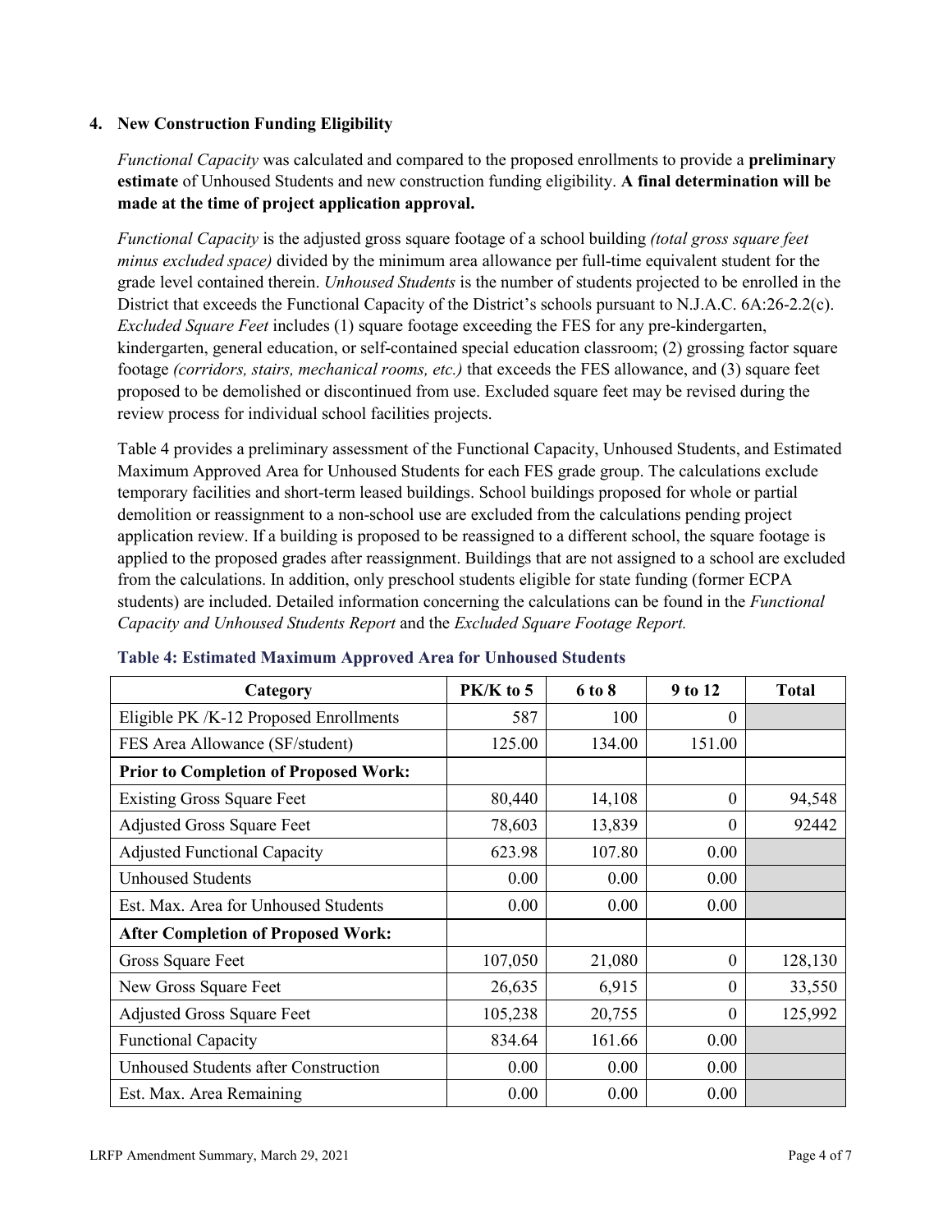## 4. New Construction Funding Eligibility

*Functional Capacity* was calculated and compared to the proposed enrollments to provide a **preliminary estimate** of Unhoused Students and new construction funding eligibility. **A final determination will be made at the time of project application approval.**

*Functional Capacity* is the adjusted gross square footage of a school building *(total gross square feet minus excluded space)* divided by the minimum area allowance per full-time equivalent student for the grade level contained therein. *Unhoused Students* is the number of students projected to be enrolled in the District that exceeds the Functional Capacity of the District's schools pursuant to N.J.A.C. 6A:26-2.2(c). *Excluded Square Feet* includes (1) square footage exceeding the FES for any pre-kindergarten, kindergarten, general education, or self-contained special education classroom; (2) grossing factor square footage *(corridors, stairs, mechanical rooms, etc.)* that exceeds the FES allowance, and (3) square feet proposed to be demolished or discontinued from use. Excluded square feet may be revised during the review process for individual school facilities projects.

Table 4 provides a preliminary assessment of the Functional Capacity, Unhoused Students, and Estimated Maximum Approved Area for Unhoused Students for each FES grade group. The calculations exclude temporary facilities and short-term leased buildings. School buildings proposed for whole or partial demolition or reassignment to a non-school use are excluded from the calculations pending project application review. If a building is proposed to be reassigned to a different school, the square footage is applied to the proposed grades after reassignment. Buildings that are not assigned to a school are excluded from the calculations. In addition, only preschool students eligible for state funding (former ECPA students) are included. Detailed information concerning the calculations can be found in the *Functional Capacity and Unhoused Students Report* and the *Excluded Square Footage Report.*

**Table 4: Estimated Maximum Approved Area for Unhoused Students**

| Category | PK/K to 5 | 6 to 8 | 9 to 12 | Total |
|---|---|---|---|---|
| Eligible PK /K-12 Proposed Enrollments | 587 | 100 | 0 | |
| FES Area Allowance (SF/student) | 125.00 | 134.00 | 151.00 | |
| **Prior to Completion of Proposed Work:** | | | | |
| Existing Gross Square Feet | 80,440 | 14,108 | 0 | 94,548 |
| Adjusted Gross Square Feet | 78,603 | 13,839 | 0 | 92442 |
| Adjusted Functional Capacity | 623.98 | 107.80 | 0.00 | |
| Unhoused Students | 0.00 | 0.00 | 0.00 | |
| Est. Max. Area for Unhoused Students | 0.00 | 0.00 | 0.00 | |
| **After Completion of Proposed Work:** | | | | |
| Gross Square Feet | 107,050 | 21,080 | 0 | 128,130 |
| New Gross Square Feet | 26,635 | 6,915 | 0 | 33,550 |
| Adjusted Gross Square Feet | 105,238 | 20,755 | 0 | 125,992 |
| Functional Capacity | 834.64 | 161.66 | 0.00 | |
| Unhoused Students after Construction | 0.00 | 0.00 | 0.00 | |
| Est. Max. Area Remaining | 0.00 | 0.00 | 0.00 | |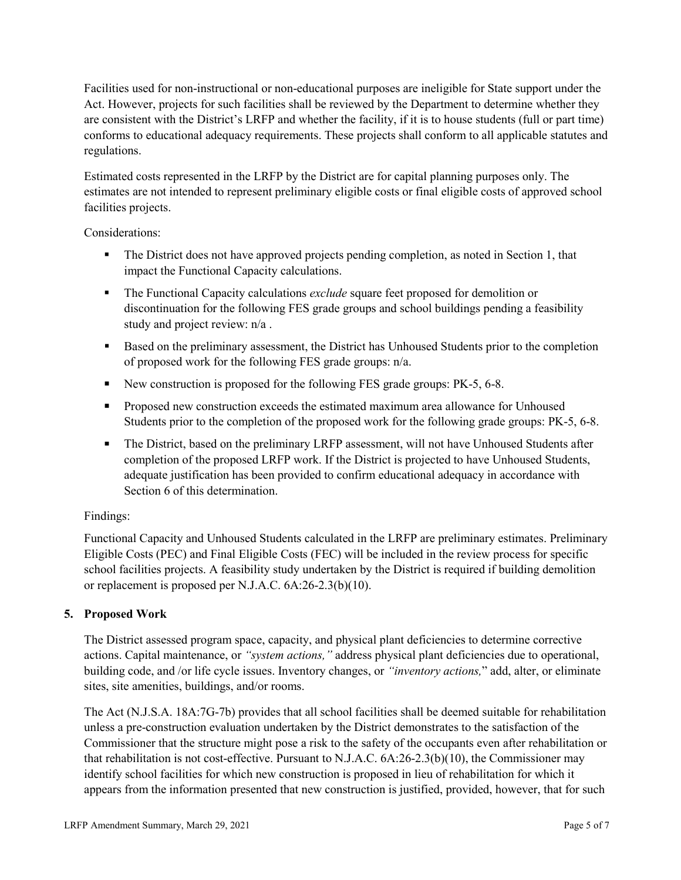Facilities used for non-instructional or non-educational purposes are ineligible for State support under the Act. However, projects for such facilities shall be reviewed by the Department to determine whether they are consistent with the District's LRFP and whether the facility, if it is to house students (full or part time) conforms to educational adequacy requirements. These projects shall conform to all applicable statutes and regulations.

Estimated costs represented in the LRFP by the District are for capital planning purposes only. The estimates are not intended to represent preliminary eligible costs or final eligible costs of approved school facilities projects.

Considerations:

- The District does not have approved projects pending completion, as noted in Section 1, that impact the Functional Capacity calculations.
- The Functional Capacity calculations *exclude* square feet proposed for demolition or discontinuation for the following FES grade groups and school buildings pending a feasibility study and project review: n/a .
- Based on the preliminary assessment, the District has Unhoused Students prior to the completion of proposed work for the following FES grade groups: n/a.
- New construction is proposed for the following FES grade groups: PK-5, 6-8.
- Proposed new construction exceeds the estimated maximum area allowance for Unhoused Students prior to the completion of the proposed work for the following grade groups: PK-5, 6-8.
- The District, based on the preliminary LRFP assessment, will not have Unhoused Students after completion of the proposed LRFP work. If the District is projected to have Unhoused Students, adequate justification has been provided to confirm educational adequacy in accordance with Section 6 of this determination.

Findings:

Functional Capacity and Unhoused Students calculated in the LRFP are preliminary estimates. Preliminary Eligible Costs (PEC) and Final Eligible Costs (FEC) will be included in the review process for specific school facilities projects. A feasibility study undertaken by the District is required if building demolition or replacement is proposed per N.J.A.C. 6A:26-2.3(b)(10).

## 5. Proposed Work

The District assessed program space, capacity, and physical plant deficiencies to determine corrective actions. Capital maintenance, or *"system actions,"* address physical plant deficiencies due to operational, building code, and /or life cycle issues. Inventory changes, or *"inventory actions,"* add, alter, or eliminate sites, site amenities, buildings, and/or rooms.

The Act (N.J.S.A. 18A:7G-7b) provides that all school facilities shall be deemed suitable for rehabilitation unless a pre-construction evaluation undertaken by the District demonstrates to the satisfaction of the Commissioner that the structure might pose a risk to the safety of the occupants even after rehabilitation or that rehabilitation is not cost-effective. Pursuant to N.J.A.C. 6A:26-2.3(b)(10), the Commissioner may identify school facilities for which new construction is proposed in lieu of rehabilitation for which it appears from the information presented that new construction is justified, provided, however, that for such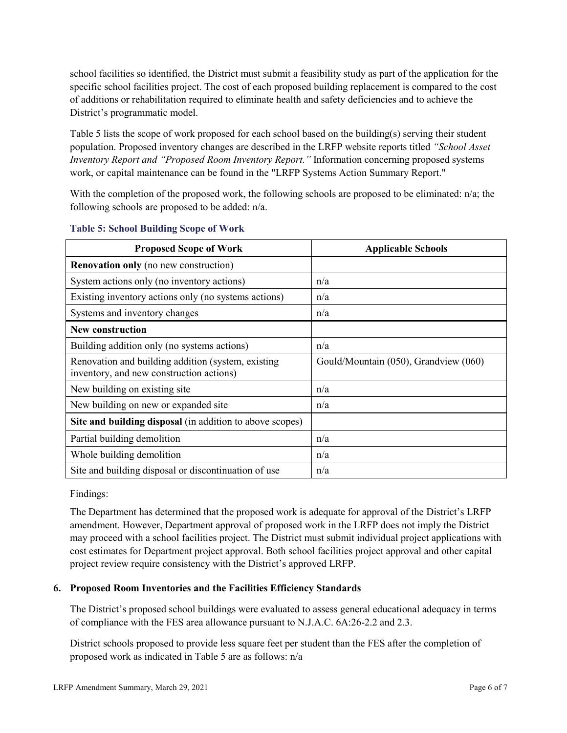school facilities so identified, the District must submit a feasibility study as part of the application for the specific school facilities project. The cost of each proposed building replacement is compared to the cost of additions or rehabilitation required to eliminate health and safety deficiencies and to achieve the District's programmatic model.

Table 5 lists the scope of work proposed for each school based on the building(s) serving their student population. Proposed inventory changes are described in the LRFP website reports titled *"School Asset Inventory Report and "Proposed Room Inventory Report."* Information concerning proposed systems work, or capital maintenance can be found in the "LRFP Systems Action Summary Report."

With the completion of the proposed work, the following schools are proposed to be eliminated: n/a; the following schools are proposed to be added: n/a.

**Table 5: School Building Scope of Work**

| Proposed Scope of Work | Applicable Schools |
|---|---|
| **Renovation only** (no new construction) | |
| System actions only (no inventory actions) | n/a |
| Existing inventory actions only (no systems actions) | n/a |
| Systems and inventory changes | n/a |
| **New construction** | |
| Building addition only (no systems actions) | n/a |
| Renovation and building addition (system, existing inventory, and new construction actions) | Gould/Mountain (050), Grandview (060) |
| New building on existing site | n/a |
| New building on new or expanded site | n/a |
| **Site and building disposal** (in addition to above scopes) | |
| Partial building demolition | n/a |
| Whole building demolition | n/a |
| Site and building disposal or discontinuation of use | n/a |

Findings:

The Department has determined that the proposed work is adequate for approval of the District's LRFP amendment. However, Department approval of proposed work in the LRFP does not imply the District may proceed with a school facilities project. The District must submit individual project applications with cost estimates for Department project approval. Both school facilities project approval and other capital project review require consistency with the District's approved LRFP.

## 6. Proposed Room Inventories and the Facilities Efficiency Standards

The District's proposed school buildings were evaluated to assess general educational adequacy in terms of compliance with the FES area allowance pursuant to N.J.A.C. 6A:26-2.2 and 2.3.

District schools proposed to provide less square feet per student than the FES after the completion of proposed work as indicated in Table 5 are as follows: n/a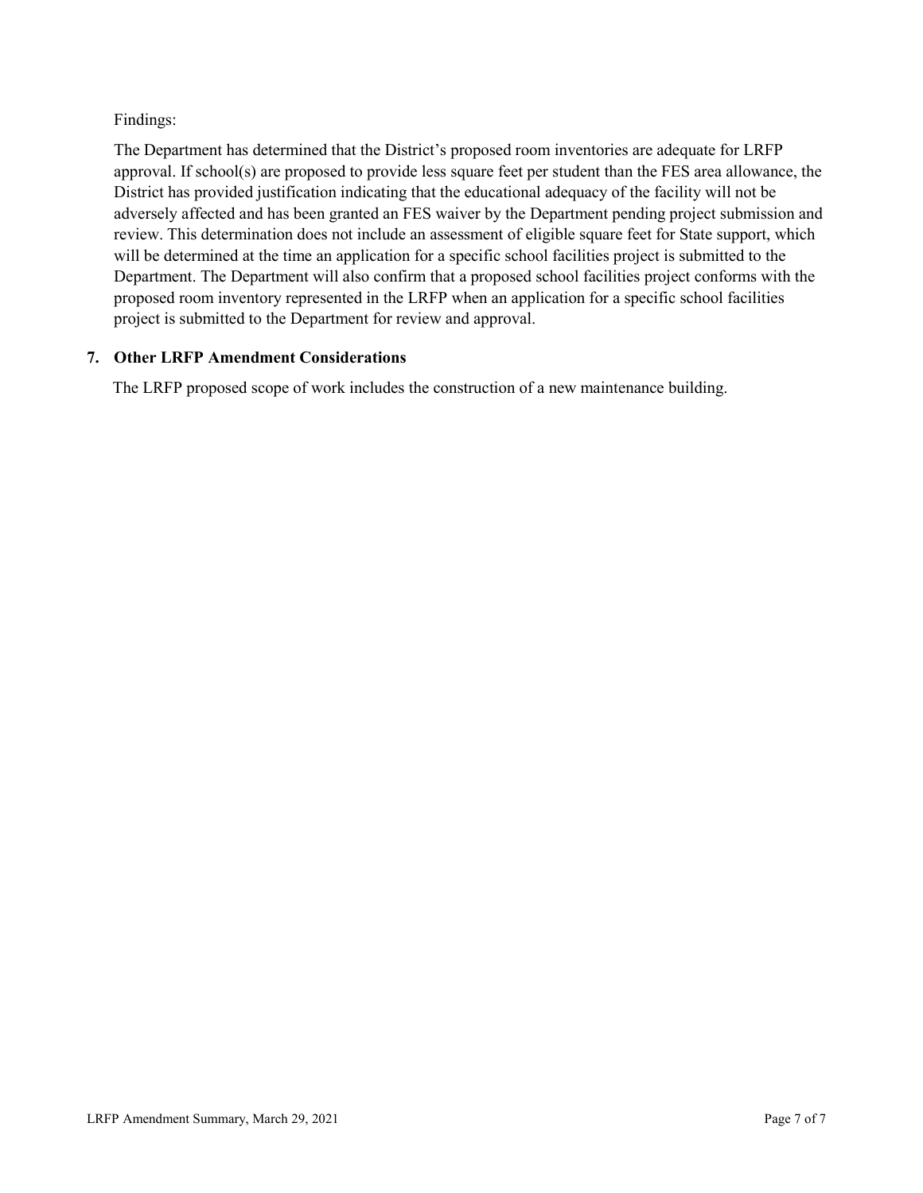Findings:

The Department has determined that the District's proposed room inventories are adequate for LRFP approval. If school(s) are proposed to provide less square feet per student than the FES area allowance, the District has provided justification indicating that the educational adequacy of the facility will not be adversely affected and has been granted an FES waiver by the Department pending project submission and review. This determination does not include an assessment of eligible square feet for State support, which will be determined at the time an application for a specific school facilities project is submitted to the Department. The Department will also confirm that a proposed school facilities project conforms with the proposed room inventory represented in the LRFP when an application for a specific school facilities project is submitted to the Department for review and approval.

## 7. Other LRFP Amendment Considerations

The LRFP proposed scope of work includes the construction of a new maintenance building.